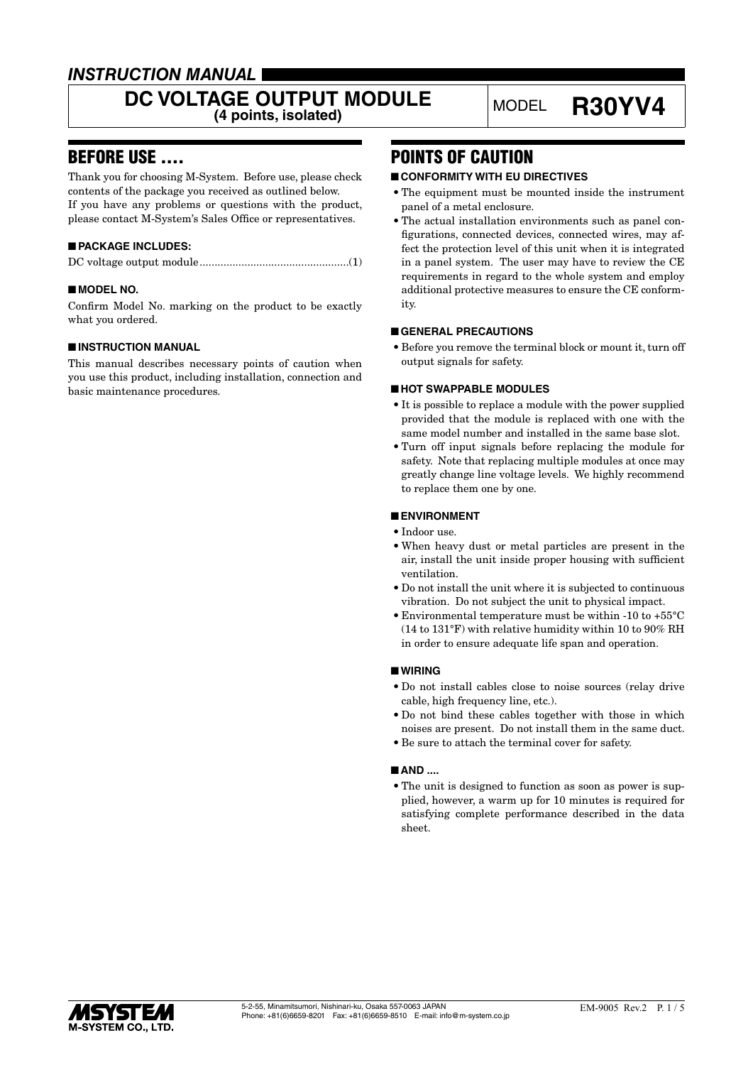*INSTRUCTION MANUAL*

# DC VOLTAGE OUTPUT MODULE (4 points, isolated)

MODEL **R30YV4**

## BEFORE USE ....

Thank you for choosing M-System. Before use, please check contents of the package you received as outlined below. If you have any problems or questions with the product, please contact M-System's Sales Office or representatives.

### ■ PACKAGE INCLUDES:

DC voltage output module..................................................(1)

### ■ MODEL NO.

Confirm Model No. marking on the product to be exactly what you ordered.

### ■ INSTRUCTION MANUAL

This manual describes necessary points of caution when you use this product, including installation, connection and basic maintenance procedures.

## POINTS OF CAUTION

### ■ CONFORMITY WITH EU DIRECTIVES

- The equipment must be mounted inside the instrument panel of a metal enclosure.
- The actual installation environments such as panel configurations, connected devices, connected wires, may affect the protection level of this unit when it is integrated in a panel system. The user may have to review the CE requirements in regard to the whole system and employ additional protective measures to ensure the CE conformity.

### ■ GENERAL PRECAUTIONS

- Before you remove the terminal block or mount it, turn off output signals for safety.

### ■ HOT SWAPPABLE MODULES

- It is possible to replace a module with the power supplied provided that the module is replaced with one with the same model number and installed in the same base slot.
- Turn off input signals before replacing the module for safety. Note that replacing multiple modules at once may greatly change line voltage levels. We highly recommend to replace them one by one.

### ■ ENVIRONMENT

- Indoor use.
- When heavy dust or metal particles are present in the air, install the unit inside proper housing with sufficient ventilation.
- Do not install the unit where it is subjected to continuous vibration. Do not subject the unit to physical impact.
- Environmental temperature must be within -10 to +55°C (14 to 131°F) with relative humidity within 10 to 90% RH in order to ensure adequate life span and operation.

### ■ WIRING

- Do not install cables close to noise sources (relay drive cable, high frequency line, etc.).
- Do not bind these cables together with those in which noises are present. Do not install them in the same duct.
- Be sure to attach the terminal cover for safety.

### ■ AND ....

- The unit is designed to function as soon as power is supplied, however, a warm up for 10 minutes is required for satisfying complete performance described in the data sheet.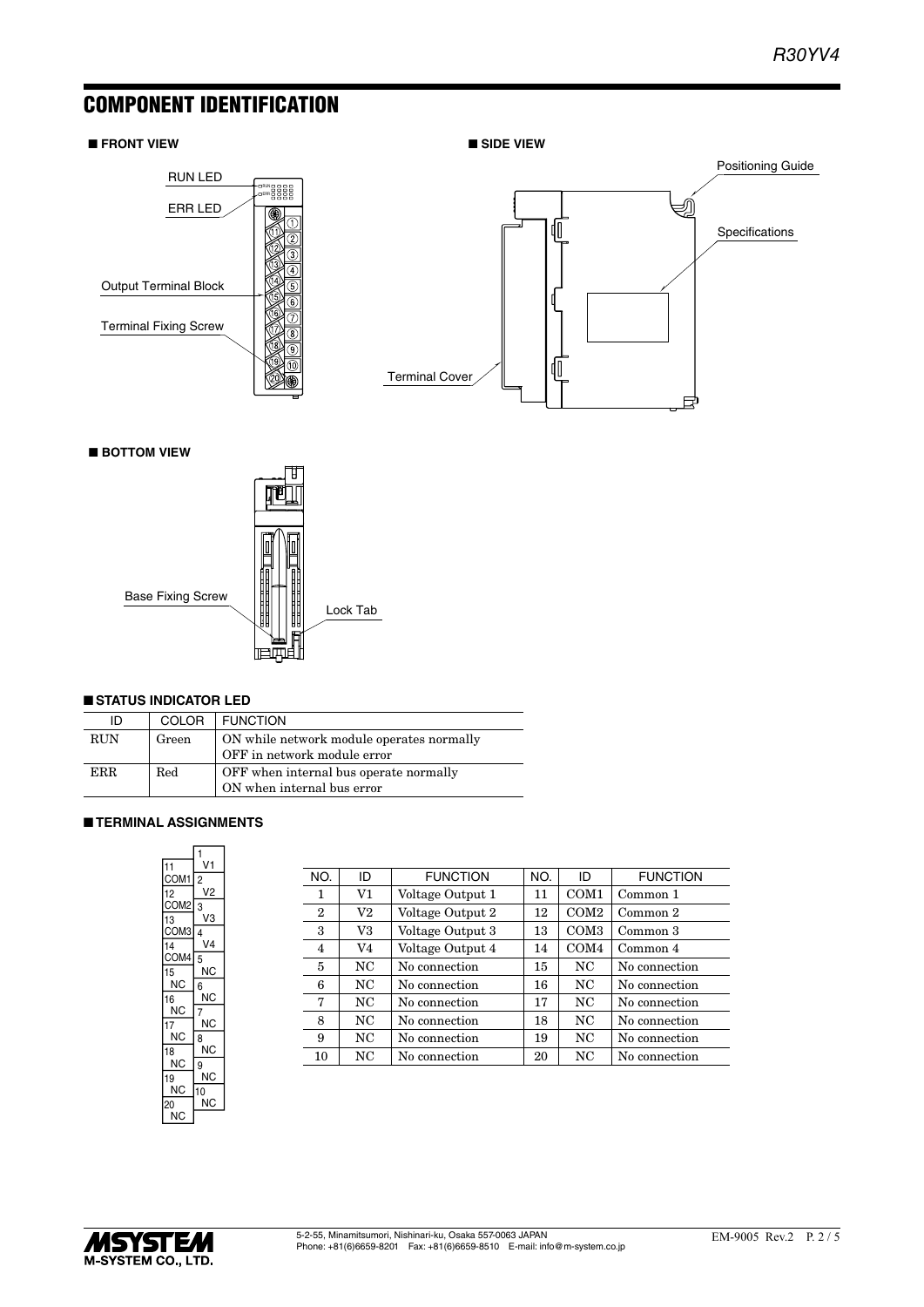# COMPONENT IDENTIFICATION

■ **FRONT VIEW**

RUN LED

ERR LED

Output Terminal Block

Terminal Fixing Screw

■ **SIDE VIEW**

Positioning Guide

Specifications

Terminal Cover

■ **BOTTOM VIEW**

Base Fixing Screw

Lock Tab

■ **STATUS INDICATOR LED**

| ID | COLOR | FUNCTION |
|---|---|---|
| RUN | Green | ON while network module operates normally<br>OFF in network module error |
| ERR | Red | OFF when internal bus operate normally<br>ON when internal bus error |

■ **TERMINAL ASSIGNMENTS**

| NO. | ID | FUNCTION | NO. | ID | FUNCTION |
|---|---|---|---|---|---|
| 1 | V1 | Voltage Output 1 | 11 | COM1 | Common 1 |
| 2 | V2 | Voltage Output 2 | 12 | COM2 | Common 2 |
| 3 | V3 | Voltage Output 3 | 13 | COM3 | Common 3 |
| 4 | V4 | Voltage Output 4 | 14 | COM4 | Common 4 |
| 5 | NC | No connection | 15 | NC | No connection |
| 6 | NC | No connection | 16 | NC | No connection |
| 7 | NC | No connection | 17 | NC | No connection |
| 8 | NC | No connection | 18 | NC | No connection |
| 9 | NC | No connection | 19 | NC | No connection |
| 10 | NC | No connection | 20 | NC | No connection |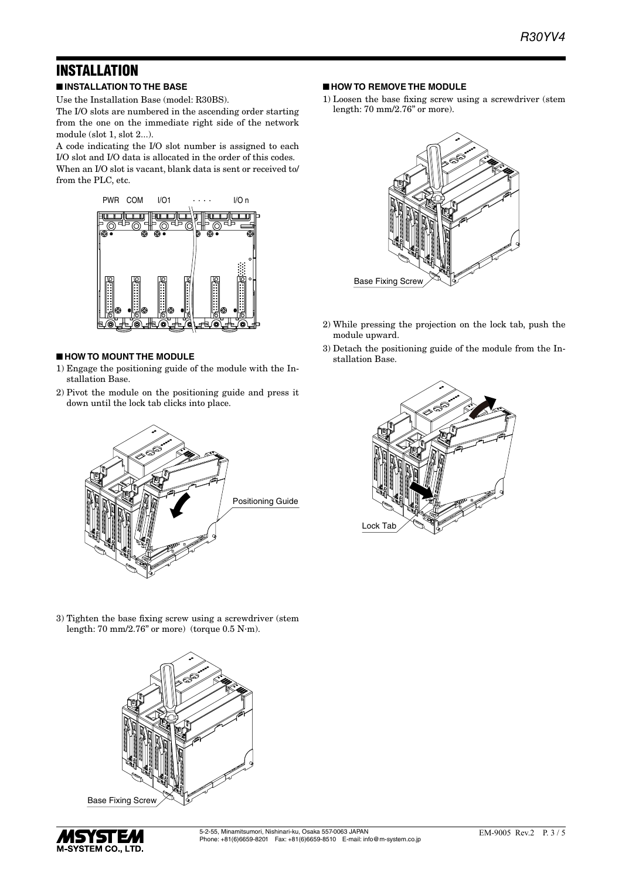# INSTALLATION

## ■ INSTALLATION TO THE BASE

Use the Installation Base (model: R30BS).

The I/O slots are numbered in the ascending order starting from the one on the immediate right side of the network module (slot 1, slot 2...).

A code indicating the I/O slot number is assigned to each I/O slot and I/O data is allocated in the order of this codes.

When an I/O slot is vacant, blank data is sent or received to/from the PLC, etc.

PWR COM I/O1 · · · · I/O n

## ■ HOW TO MOUNT THE MODULE

1) Engage the positioning guide of the module with the Installation Base.
2) Pivot the module on the positioning guide and press it down until the lock tab clicks into place.

Positioning Guide

3) Tighten the base fixing screw using a screwdriver (stem length: 70 mm/2.76" or more) (torque 0.5 N·m).

Base Fixing Screw

## ■ HOW TO REMOVE THE MODULE

1) Loosen the base fixing screw using a screwdriver (stem length: 70 mm/2.76" or more).

Base Fixing Screw

2) While pressing the projection on the lock tab, push the module upward.
3) Detach the positioning guide of the module from the Installation Base.

Lock Tab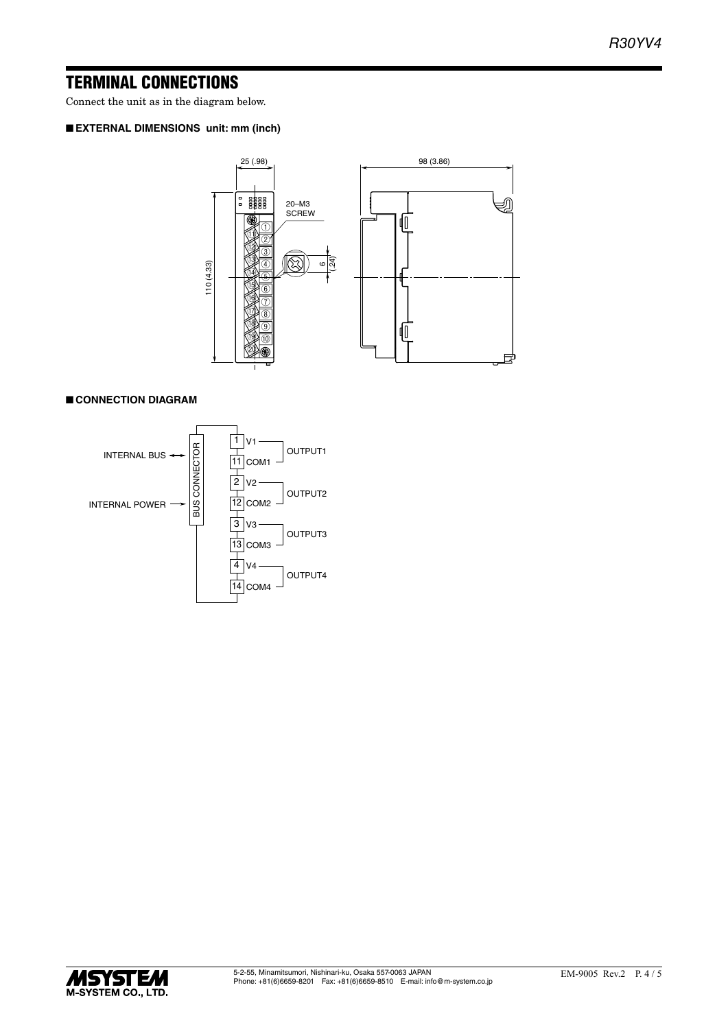# TERMINAL CONNECTIONS

Connect the unit as in the diagram below.

### ■ EXTERNAL DIMENSIONS unit: mm (inch)

### ■ CONNECTION DIAGRAM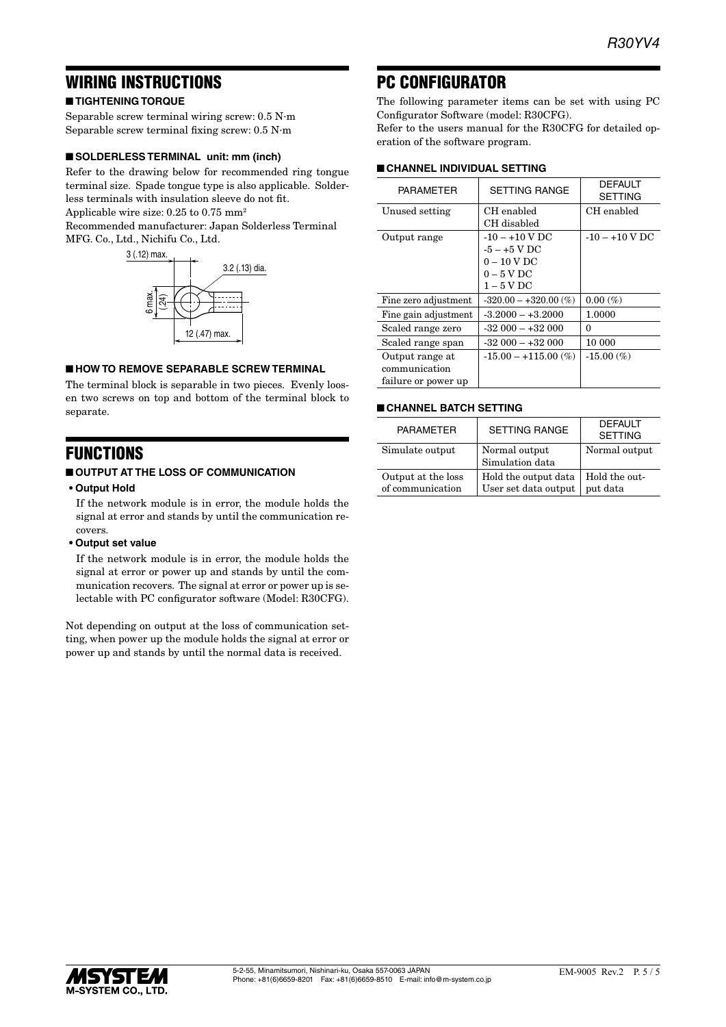## WIRING INSTRUCTIONS

### ■ TIGHTENING TORQUE

Separable screw terminal wiring screw: 0.5 N·m
Separable screw terminal fixing screw: 0.5 N·m

### ■ SOLDERLESS TERMINAL unit: mm (inch)

Refer to the drawing below for recommended ring tongue terminal size. Spade tongue type is also applicable. Solderless terminals with insulation sleeve do not fit.
Applicable wire size: 0.25 to 0.75 mm²
Recommended manufacturer: Japan Solderless Terminal MFG. Co., Ltd., Nichifu Co., Ltd.

3 (.12) max.
3.2 (.13) dia.
6 max. (.24)
12 (.47) max.

### ■ HOW TO REMOVE SEPARABLE SCREW TERMINAL

The terminal block is separable in two pieces. Evenly loosen two screws on top and bottom of the terminal block to separate.

## FUNCTIONS

### ■ OUTPUT AT THE LOSS OF COMMUNICATION

**• Output Hold**

If the network module is in error, the module holds the signal at error and stands by until the communication recovers.

**• Output set value**

If the network module is in error, the module holds the signal at error or power up and stands by until the communication recovers. The signal at error or power up is selectable with PC configurator software (Model: R30CFG).

Not depending on output at the loss of communication setting, when power up the module holds the signal at error or power up and stands by until the normal data is received.

## PC CONFIGURATOR

The following parameter items can be set with using PC Configurator Software (model: R30CFG).
Refer to the users manual for the R30CFG for detailed operation of the software program.

### ■ CHANNEL INDIVIDUAL SETTING

| PARAMETER | SETTING RANGE | DEFAULT SETTING |
|---|---|---|
| Unused setting | CH enabled<br>CH disabled | CH enabled |
| Output range | -10 – +10 V DC<br>-5 – +5 V DC<br>0 – 10 V DC<br>0 – 5 V DC<br>1 – 5 V DC | -10 – +10 V DC |
| Fine zero adjustment | -320.00 – +320.00 (%) | 0.00 (%) |
| Fine gain adjustment | -3.2000 – +3.2000 | 1.0000 |
| Scaled range zero | -32 000 – +32 000 | 0 |
| Scaled range span | -32 000 – +32 000 | 10 000 |
| Output range at communication failure or power up | -15.00 – +115.00 (%) | -15.00 (%) |

### ■ CHANNEL BATCH SETTING

| PARAMETER | SETTING RANGE | DEFAULT SETTING |
|---|---|---|
| Simulate output | Normal output<br>Simulation data | Normal output |
| Output at the loss of communication | Hold the output data<br>User set data output | Hold the output data |